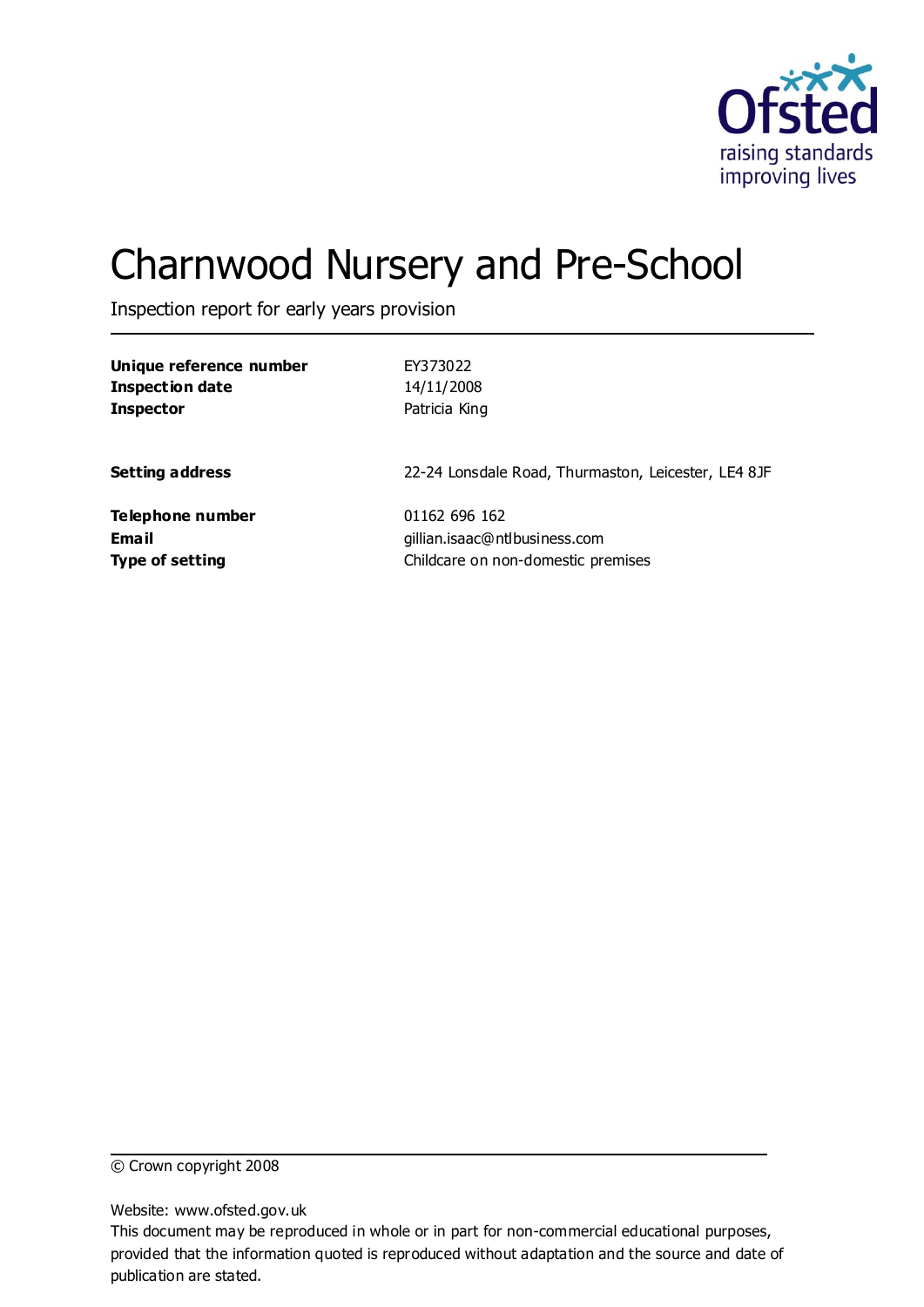# Charnwood Nursery and Pre-School

Inspection report for early years provision

| | |
|---|---|
| **Unique reference number** | EY373022 |
| **Inspection date** | 14/11/2008 |
| **Inspector** | Patricia King |
| | |
| **Setting address** | 22-24 Lonsdale Road, Thurmaston, Leicester, LE4 8JF |
| | |
| **Telephone number** | 01162 696 162 |
| **Email** | gillian.isaac@ntlbusiness.com |
| **Type of setting** | Childcare on non-domestic premises |

© Crown copyright 2008

Website: www.ofsted.gov.uk

This document may be reproduced in whole or in part for non-commercial educational purposes, provided that the information quoted is reproduced without adaptation and the source and date of publication are stated.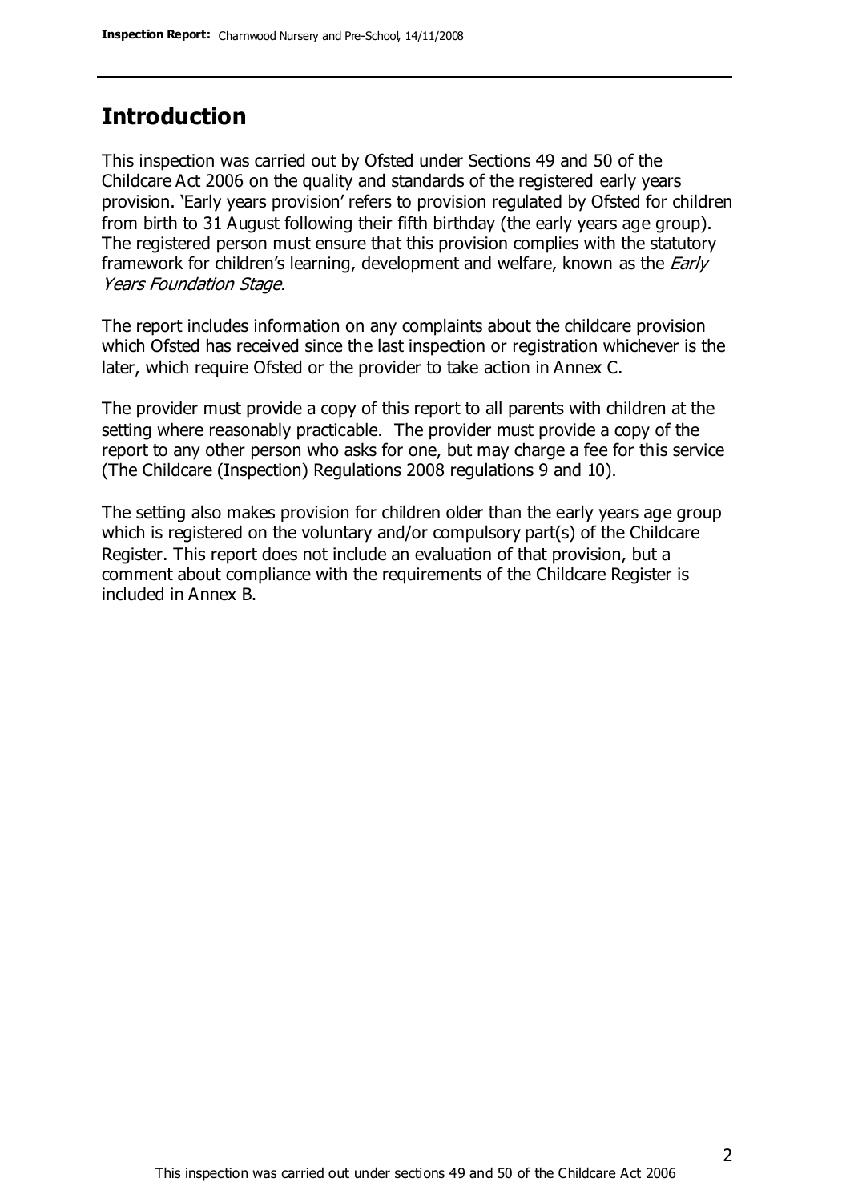## Introduction

This inspection was carried out by Ofsted under Sections 49 and 50 of the Childcare Act 2006 on the quality and standards of the registered early years provision. 'Early years provision' refers to provision regulated by Ofsted for children from birth to 31 August following their fifth birthday (the early years age group). The registered person must ensure that this provision complies with the statutory framework for children's learning, development and welfare, known as the *Early Years Foundation Stage.*

The report includes information on any complaints about the childcare provision which Ofsted has received since the last inspection or registration whichever is the later, which require Ofsted or the provider to take action in Annex C.

The provider must provide a copy of this report to all parents with children at the setting where reasonably practicable. The provider must provide a copy of the report to any other person who asks for one, but may charge a fee for this service (The Childcare (Inspection) Regulations 2008 regulations 9 and 10).

The setting also makes provision for children older than the early years age group which is registered on the voluntary and/or compulsory part(s) of the Childcare Register. This report does not include an evaluation of that provision, but a comment about compliance with the requirements of the Childcare Register is included in Annex B.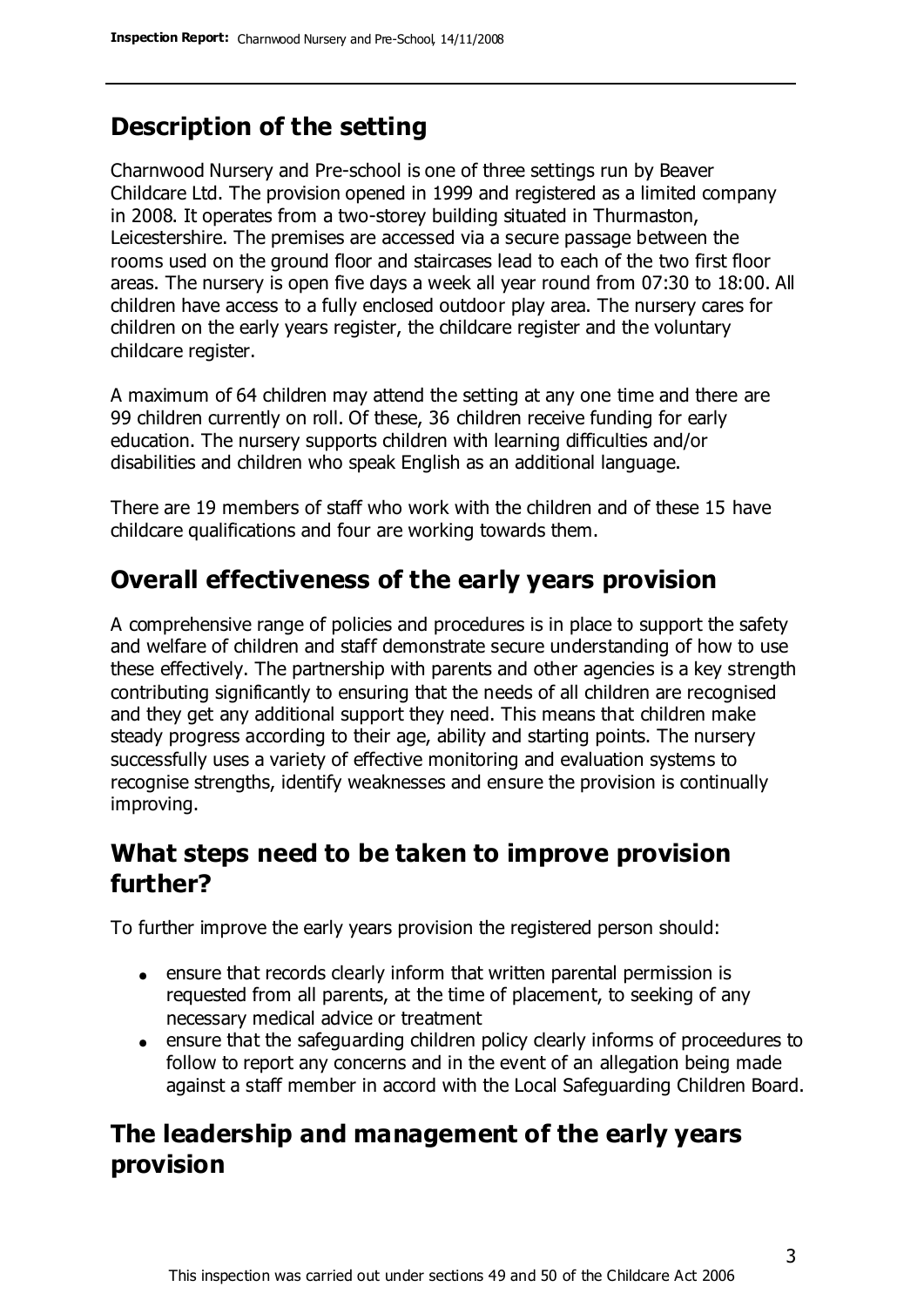## Description of the setting

Charnwood Nursery and Pre-school is one of three settings run by Beaver Childcare Ltd. The provision opened in 1999 and registered as a limited company in 2008. It operates from a two-storey building situated in Thurmaston, Leicestershire. The premises are accessed via a secure passage between the rooms used on the ground floor and staircases lead to each of the two first floor areas. The nursery is open five days a week all year round from 07:30 to 18:00. All children have access to a fully enclosed outdoor play area. The nursery cares for children on the early years register, the childcare register and the voluntary childcare register.

A maximum of 64 children may attend the setting at any one time and there are 99 children currently on roll. Of these, 36 children receive funding for early education. The nursery supports children with learning difficulties and/or disabilities and children who speak English as an additional language.

There are 19 members of staff who work with the children and of these 15 have childcare qualifications and four are working towards them.

## Overall effectiveness of the early years provision

A comprehensive range of policies and procedures is in place to support the safety and welfare of children and staff demonstrate secure understanding of how to use these effectively. The partnership with parents and other agencies is a key strength contributing significantly to ensuring that the needs of all children are recognised and they get any additional support they need. This means that children make steady progress according to their age, ability and starting points. The nursery successfully uses a variety of effective monitoring and evaluation systems to recognise strengths, identify weaknesses and ensure the provision is continually improving.

## What steps need to be taken to improve provision further?

To further improve the early years provision the registered person should:

- ensure that records clearly inform that written parental permission is requested from all parents, at the time of placement, to seeking of any necessary medical advice or treatment
- ensure that the safeguarding children policy clearly informs of proceedures to follow to report any concerns and in the event of an allegation being made against a staff member in accord with the Local Safeguarding Children Board.

## The leadership and management of the early years provision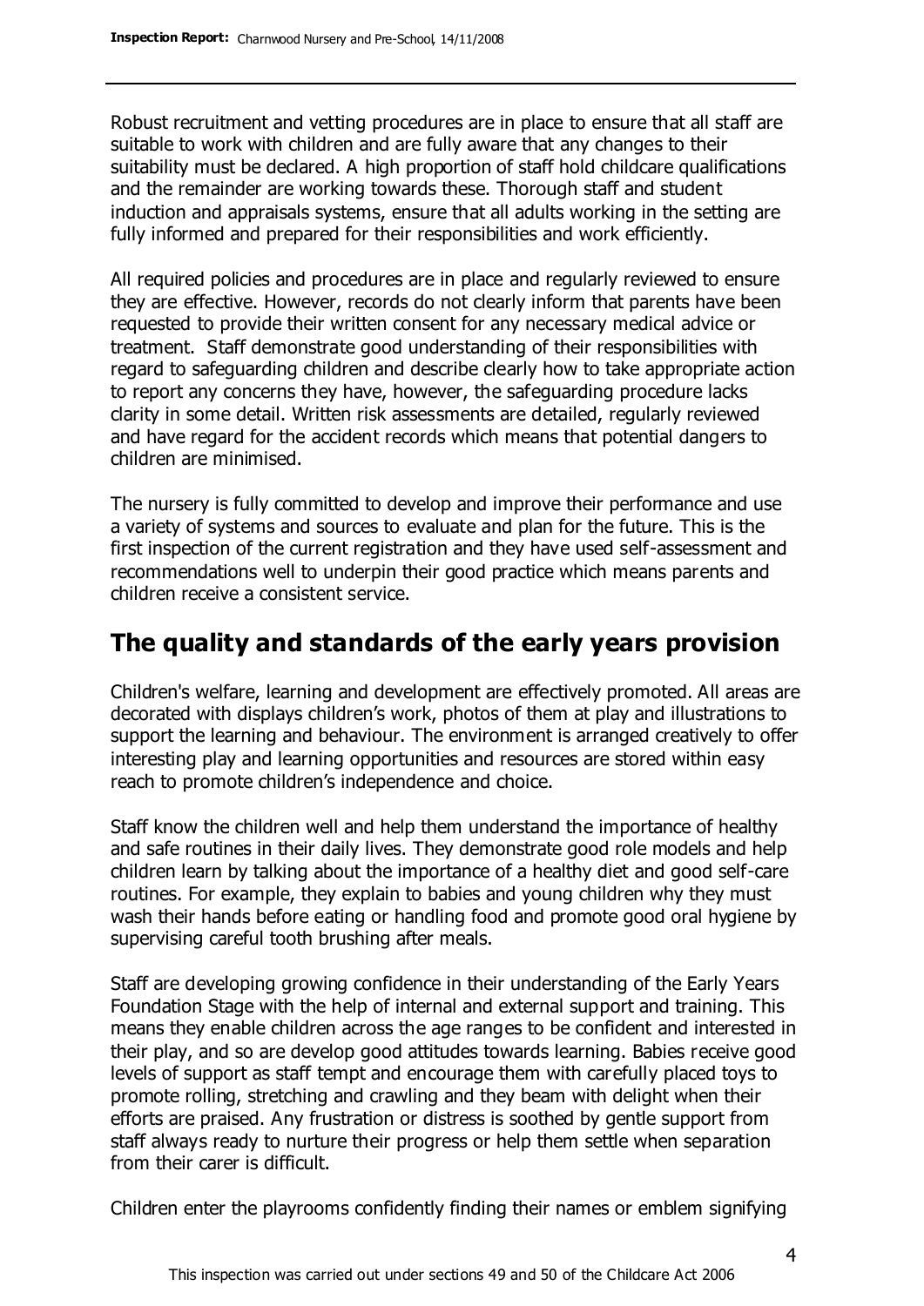Robust recruitment and vetting procedures are in place to ensure that all staff are suitable to work with children and are fully aware that any changes to their suitability must be declared. A high proportion of staff hold childcare qualifications and the remainder are working towards these. Thorough staff and student induction and appraisals systems, ensure that all adults working in the setting are fully informed and prepared for their responsibilities and work efficiently.

All required policies and procedures are in place and regularly reviewed to ensure they are effective. However, records do not clearly inform that parents have been requested to provide their written consent for any necessary medical advice or treatment. Staff demonstrate good understanding of their responsibilities with regard to safeguarding children and describe clearly how to take appropriate action to report any concerns they have, however, the safeguarding procedure lacks clarity in some detail. Written risk assessments are detailed, regularly reviewed and have regard for the accident records which means that potential dangers to children are minimised.

The nursery is fully committed to develop and improve their performance and use a variety of systems and sources to evaluate and plan for the future. This is the first inspection of the current registration and they have used self-assessment and recommendations well to underpin their good practice which means parents and children receive a consistent service.

## The quality and standards of the early years provision

Children's welfare, learning and development are effectively promoted. All areas are decorated with displays children's work, photos of them at play and illustrations to support the learning and behaviour. The environment is arranged creatively to offer interesting play and learning opportunities and resources are stored within easy reach to promote children's independence and choice.

Staff know the children well and help them understand the importance of healthy and safe routines in their daily lives. They demonstrate good role models and help children learn by talking about the importance of a healthy diet and good self-care routines. For example, they explain to babies and young children why they must wash their hands before eating or handling food and promote good oral hygiene by supervising careful tooth brushing after meals.

Staff are developing growing confidence in their understanding of the Early Years Foundation Stage with the help of internal and external support and training. This means they enable children across the age ranges to be confident and interested in their play, and so are develop good attitudes towards learning. Babies receive good levels of support as staff tempt and encourage them with carefully placed toys to promote rolling, stretching and crawling and they beam with delight when their efforts are praised. Any frustration or distress is soothed by gentle support from staff always ready to nurture their progress or help them settle when separation from their carer is difficult.

Children enter the playrooms confidently finding their names or emblem signifying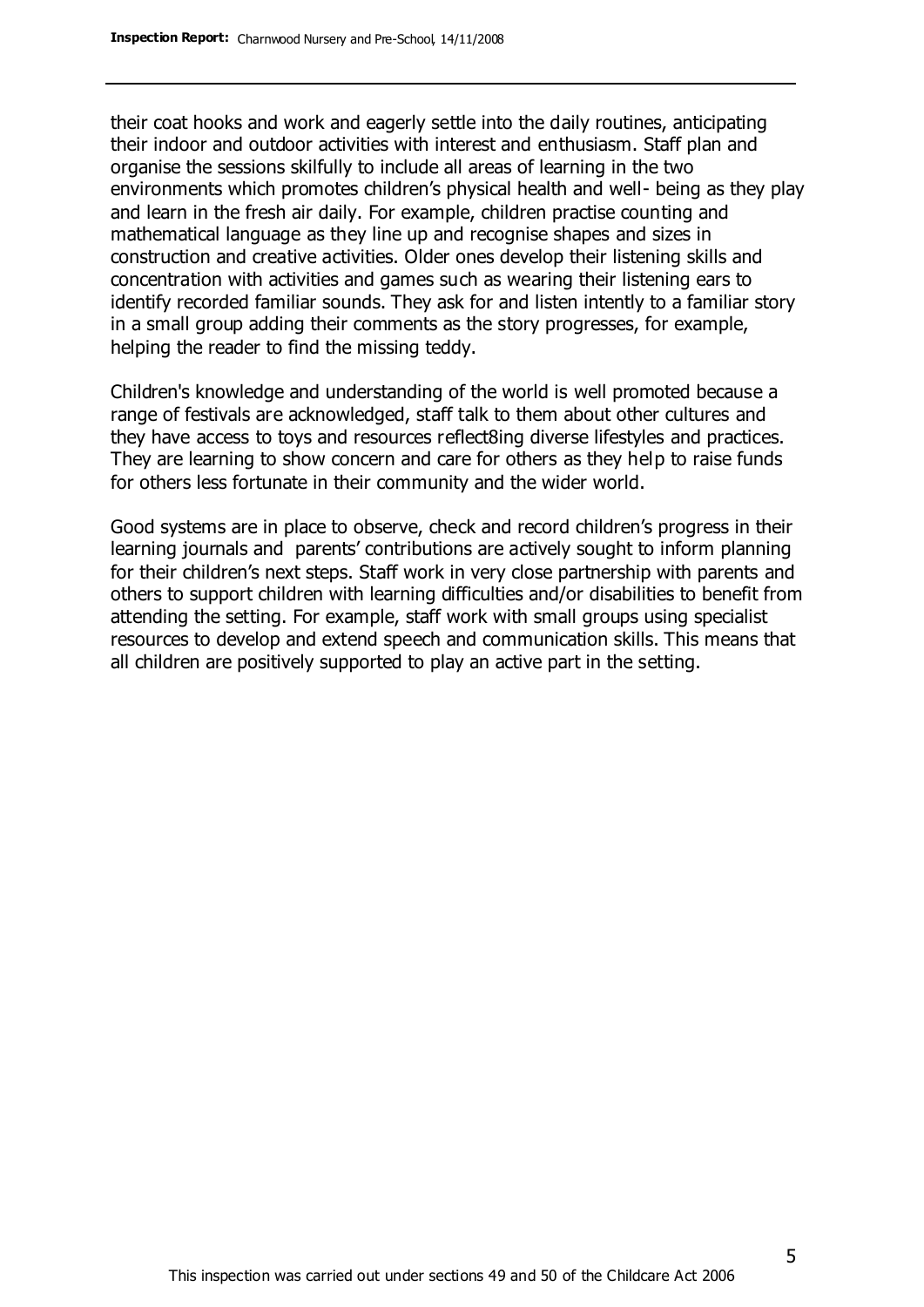their coat hooks and work and eagerly settle into the daily routines, anticipating their indoor and outdoor activities with interest and enthusiasm. Staff plan and organise the sessions skilfully to include all areas of learning in the two environments which promotes children's physical health and well- being as they play and learn in the fresh air daily. For example, children practise counting and mathematical language as they line up and recognise shapes and sizes in construction and creative activities. Older ones develop their listening skills and concentration with activities and games such as wearing their listening ears to identify recorded familiar sounds. They ask for and listen intently to a familiar story in a small group adding their comments as the story progresses, for example, helping the reader to find the missing teddy.

Children's knowledge and understanding of the world is well promoted because a range of festivals are acknowledged, staff talk to them about other cultures and they have access to toys and resources reflect8ing diverse lifestyles and practices. They are learning to show concern and care for others as they help to raise funds for others less fortunate in their community and the wider world.

Good systems are in place to observe, check and record children's progress in their learning journals and parents' contributions are actively sought to inform planning for their children's next steps. Staff work in very close partnership with parents and others to support children with learning difficulties and/or disabilities to benefit from attending the setting. For example, staff work with small groups using specialist resources to develop and extend speech and communication skills. This means that all children are positively supported to play an active part in the setting.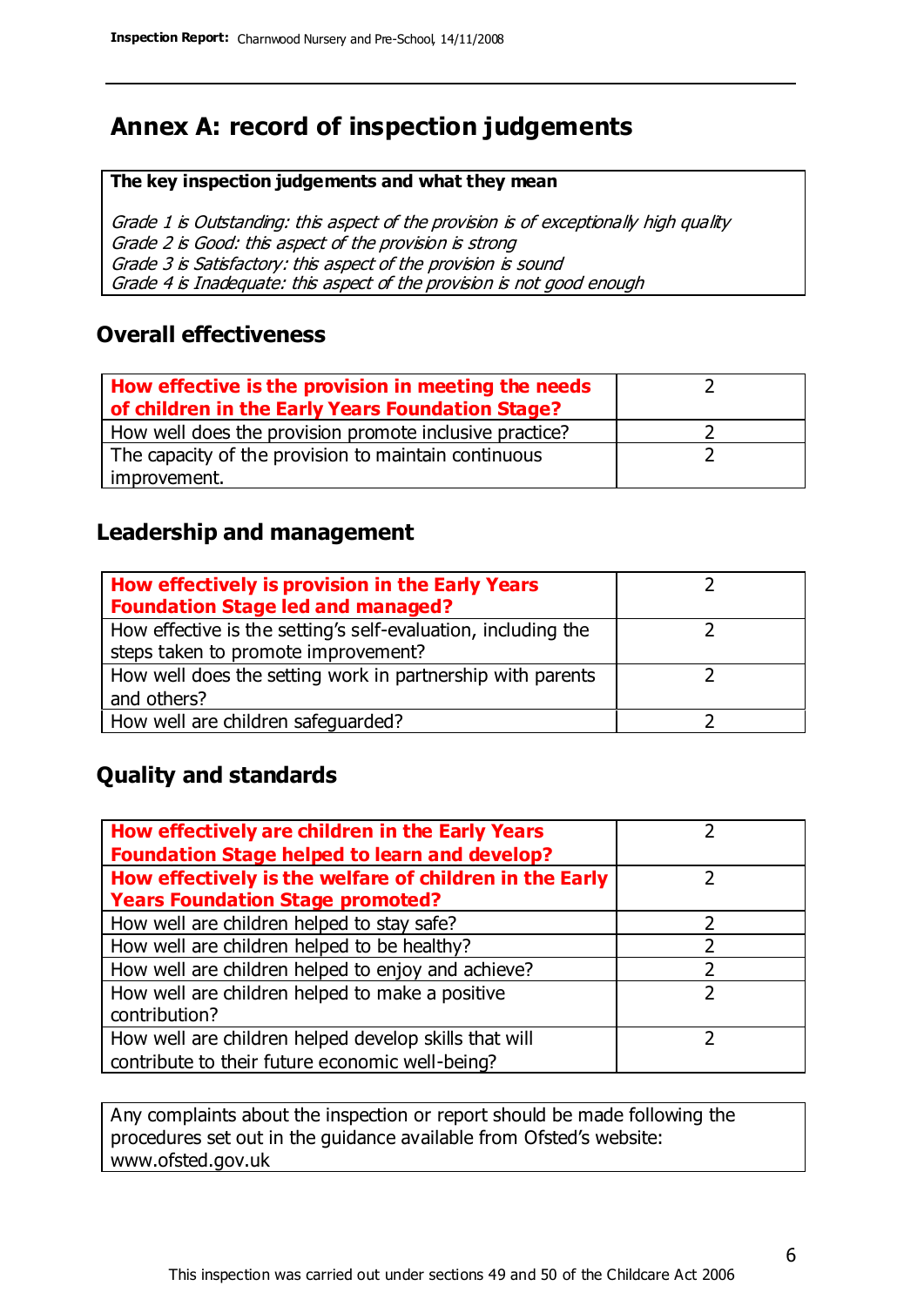# Annex A: record of inspection judgements

**The key inspection judgements and what they mean**

*Grade 1 is Outstanding: this aspect of the provision is of exceptionally high quality*
*Grade 2 is Good: this aspect of the provision is strong*
*Grade 3 is Satisfactory: this aspect of the provision is sound*
*Grade 4 is Inadequate: this aspect of the provision is not good enough*

## Overall effectiveness

| **How effective is the provision in meeting the needs of children in the Early Years Foundation Stage?** | 2 |
|---|---|
| How well does the provision promote inclusive practice? | 2 |
| The capacity of the provision to maintain continuous improvement. | 2 |

## Leadership and management

| **How effectively is provision in the Early Years Foundation Stage led and managed?** | 2 |
|---|---|
| How effective is the setting's self-evaluation, including the steps taken to promote improvement? | 2 |
| How well does the setting work in partnership with parents and others? | 2 |
| How well are children safeguarded? | 2 |

## Quality and standards

| **How effectively are children in the Early Years Foundation Stage helped to learn and develop?** | 2 |
|---|---|
| **How effectively is the welfare of children in the Early Years Foundation Stage promoted?** | 2 |
| How well are children helped to stay safe? | 2 |
| How well are children helped to be healthy? | 2 |
| How well are children helped to enjoy and achieve? | 2 |
| How well are children helped to make a positive contribution? | 2 |
| How well are children helped develop skills that will contribute to their future economic well-being? | 2 |

Any complaints about the inspection or report should be made following the procedures set out in the guidance available from Ofsted's website: www.ofsted.gov.uk

This inspection was carried out under sections 49 and 50 of the Childcare Act 2006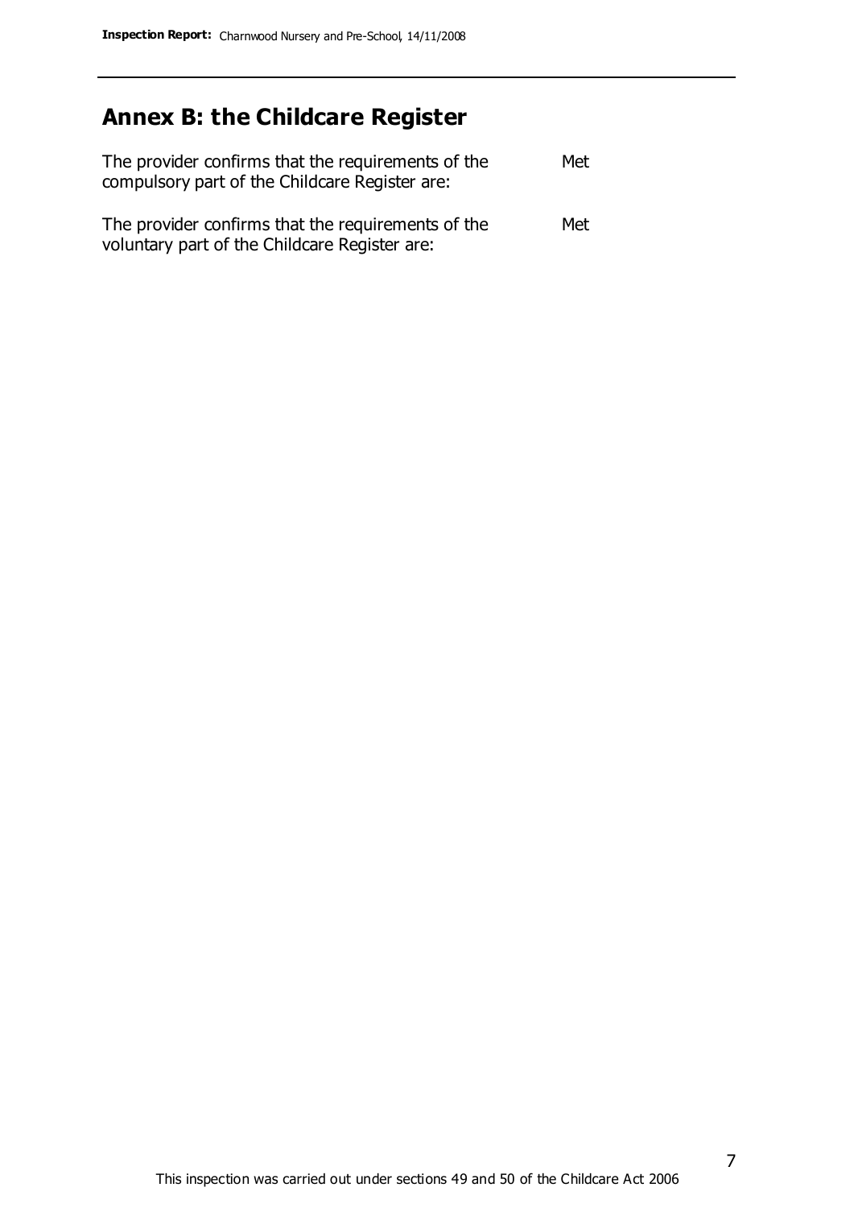## Annex B: the Childcare Register

| | |
|---|---|
| The provider confirms that the requirements of the compulsory part of the Childcare Register are: | Met |
| The provider confirms that the requirements of the voluntary part of the Childcare Register are: | Met |

This inspection was carried out under sections 49 and 50 of the Childcare Act 2006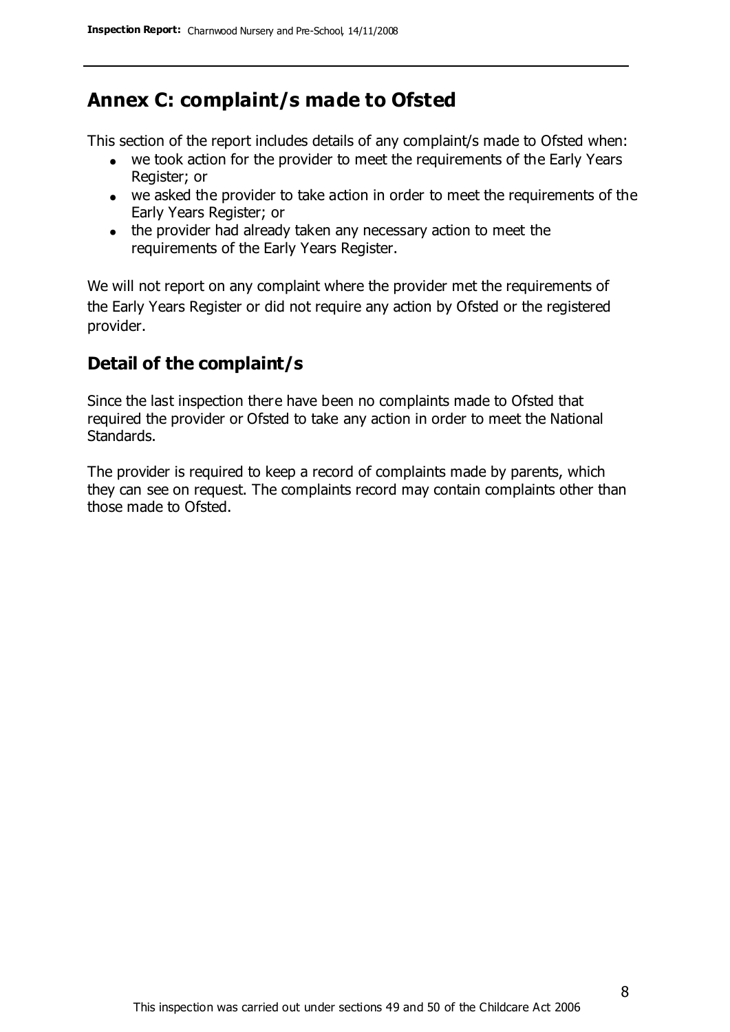## Annex C: complaint/s made to Ofsted

This section of the report includes details of any complaint/s made to Ofsted when:

- we took action for the provider to meet the requirements of the Early Years Register; or
- we asked the provider to take action in order to meet the requirements of the Early Years Register; or
- the provider had already taken any necessary action to meet the requirements of the Early Years Register.

We will not report on any complaint where the provider met the requirements of the Early Years Register or did not require any action by Ofsted or the registered provider.

### Detail of the complaint/s

Since the last inspection there have been no complaints made to Ofsted that required the provider or Ofsted to take any action in order to meet the National Standards.

The provider is required to keep a record of complaints made by parents, which they can see on request. The complaints record may contain complaints other than those made to Ofsted.